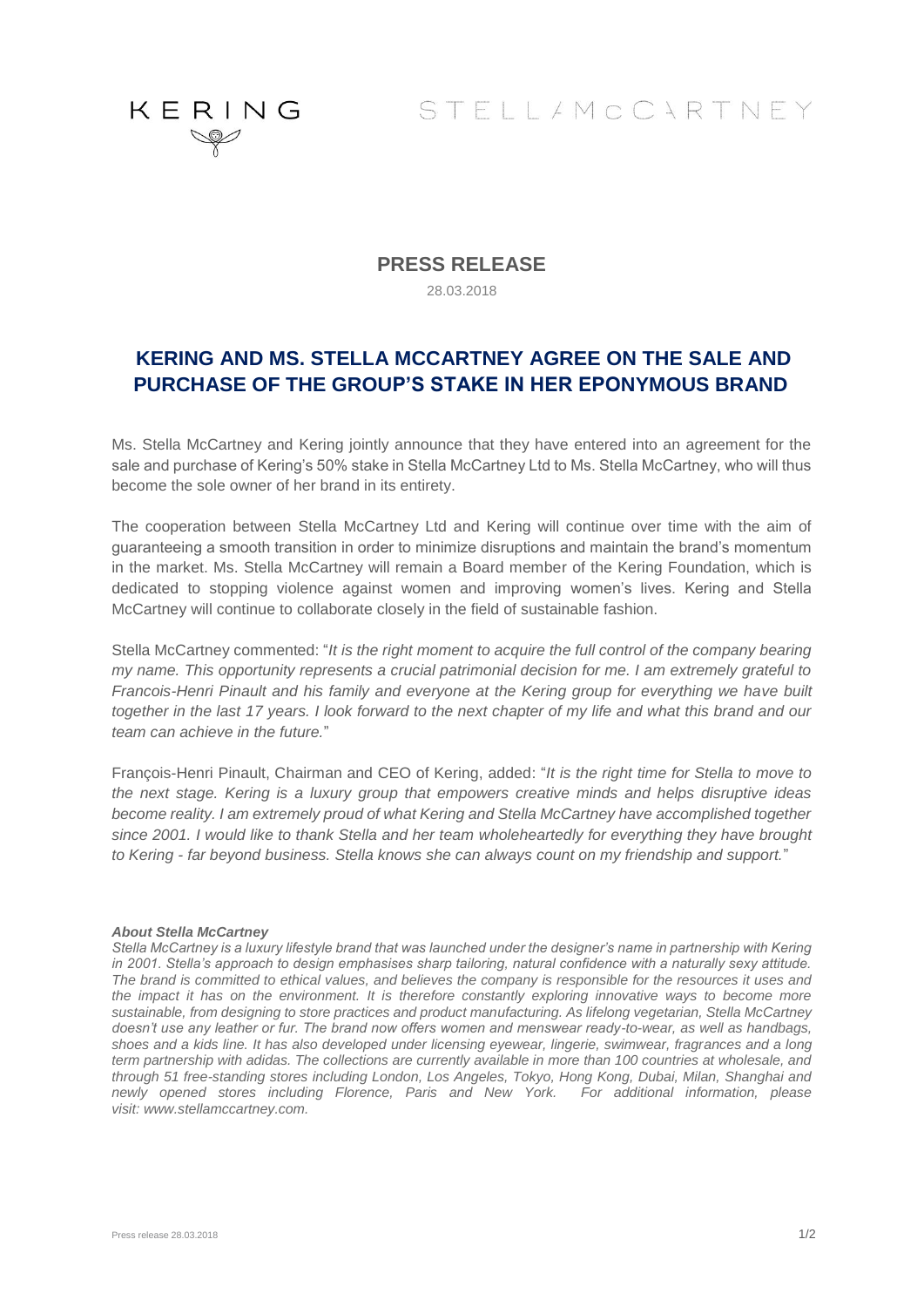KERING

STELLA McCARTNEY

# PRESS RELEASE

28.03.2018

## KERING AND MS. STELLA MCCARTNEY AGREE ON THE SALE AND PURCHASE OF THE GROUP'S STAKE IN HER EPONYMOUS BRAND

Ms. Stella McCartney and Kering jointly announce that they have entered into an agreement for the sale and purchase of Kering's 50% stake in Stella McCartney Ltd to Ms. Stella McCartney, who will thus become the sole owner of her brand in its entirety.

The cooperation between Stella McCartney Ltd and Kering will continue over time with the aim of guaranteeing a smooth transition in order to minimize disruptions and maintain the brand's momentum in the market. Ms. Stella McCartney will remain a Board member of the Kering Foundation, which is dedicated to stopping violence against women and improving women's lives. Kering and Stella McCartney will continue to collaborate closely in the field of sustainable fashion.

Stella McCartney commented: "*It is the right moment to acquire the full control of the company bearing my name. This opportunity represents a crucial patrimonial decision for me. I am extremely grateful to Francois-Henri Pinault and his family and everyone at the Kering group for everything we have built together in the last 17 years. I look forward to the next chapter of my life and what this brand and our team can achieve in the future.*"

François-Henri Pinault, Chairman and CEO of Kering, added: "*It is the right time for Stella to move to the next stage. Kering is a luxury group that empowers creative minds and helps disruptive ideas become reality. I am extremely proud of what Kering and Stella McCartney have accomplished together since 2001. I would like to thank Stella and her team wholeheartedly for everything they have brought to Kering - far beyond business. Stella knows she can always count on my friendship and support.*"

***About Stella McCartney***

*Stella McCartney is a luxury lifestyle brand that was launched under the designer's name in partnership with Kering in 2001. Stella's approach to design emphasises sharp tailoring, natural confidence with a naturally sexy attitude. The brand is committed to ethical values, and believes the company is responsible for the resources it uses and the impact it has on the environment. It is therefore constantly exploring innovative ways to become more sustainable, from designing to store practices and product manufacturing. As lifelong vegetarian, Stella McCartney doesn't use any leather or fur. The brand now offers women and menswear ready-to-wear, as well as handbags, shoes and a kids line. It has also developed under licensing eyewear, lingerie, swimwear, fragrances and a long term partnership with adidas. The collections are currently available in more than 100 countries at wholesale, and through 51 free-standing stores including London, Los Angeles, Tokyo, Hong Kong, Dubai, Milan, Shanghai and newly opened stores including Florence, Paris and New York. For additional information, please visit: www.stellamccartney.com.*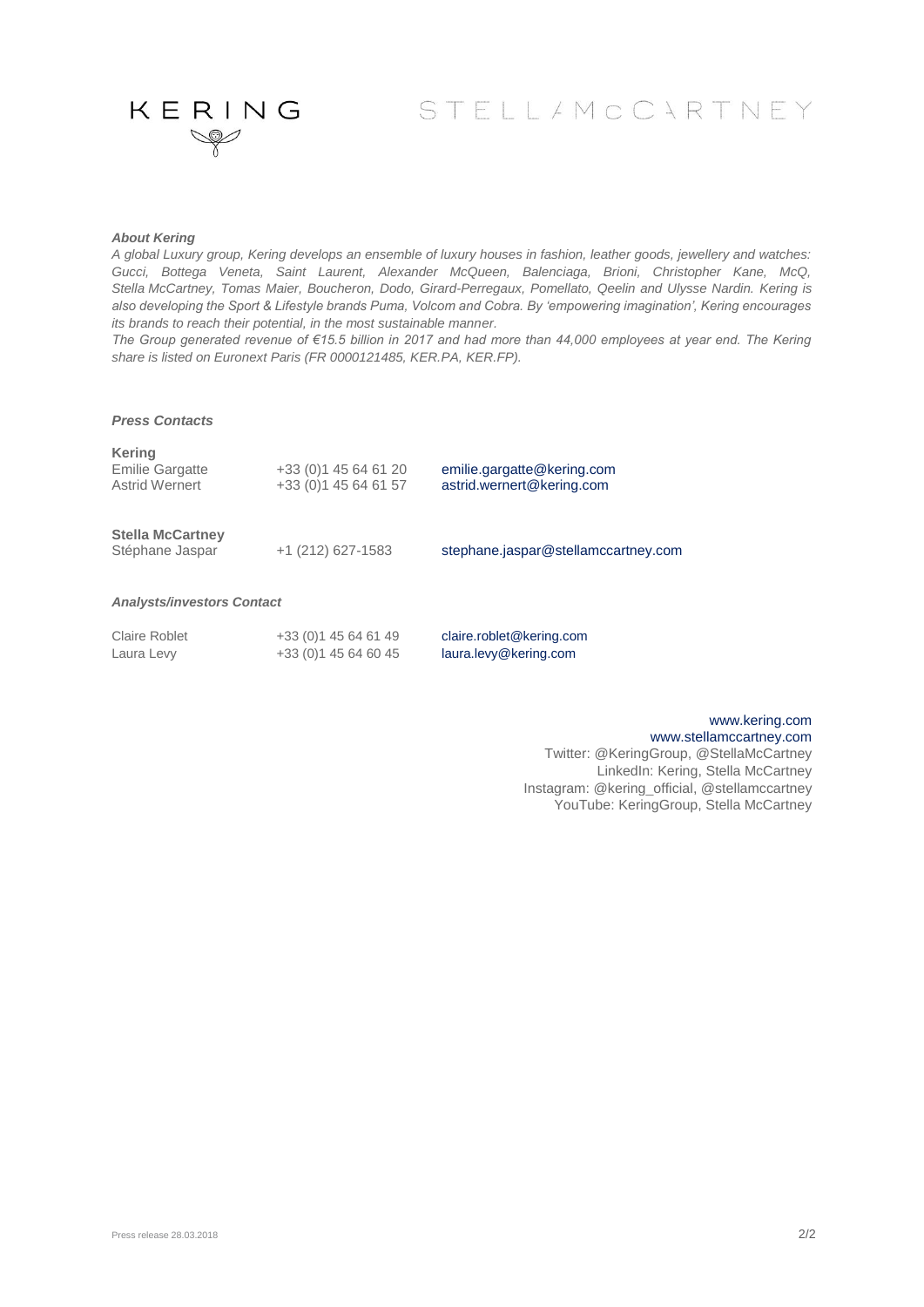KERING

STELLA McCARTNEY

***About Kering***

*A global Luxury group, Kering develops an ensemble of luxury houses in fashion, leather goods, jewellery and watches: Gucci, Bottega Veneta, Saint Laurent, Alexander McQueen, Balenciaga, Brioni, Christopher Kane, McQ, Stella McCartney, Tomas Maier, Boucheron, Dodo, Girard-Perregaux, Pomellato, Qeelin and Ulysse Nardin. Kering is also developing the Sport & Lifestyle brands Puma, Volcom and Cobra. By 'empowering imagination', Kering encourages its brands to reach their potential, in the most sustainable manner.*

*The Group generated revenue of €15.5 billion in 2017 and had more than 44,000 employees at year end. The Kering share is listed on Euronext Paris (FR 0000121485, KER.PA, KER.FP).*

***Press Contacts***

**Kering**

| | | |
|---|---|---|
| Emilie Gargatte | +33 (0)1 45 64 61 20 | emilie.gargatte@kering.com |
| Astrid Wernert | +33 (0)1 45 64 61 57 | astrid.wernert@kering.com |

**Stella McCartney**

| | | |
|---|---|---|
| Stéphane Jaspar | +1 (212) 627-1583 | stephane.jaspar@stellamccartney.com |

***Analysts/investors Contact***

| | | |
|---|---|---|
| Claire Roblet | +33 (0)1 45 64 61 49 | claire.roblet@kering.com |
| Laura Levy | +33 (0)1 45 64 60 45 | laura.levy@kering.com |

www.kering.com
www.stellamccartney.com
Twitter: @KeringGroup, @StellaMcCartney
LinkedIn: Kering, Stella McCartney
Instagram: @kering_official, @stellamccartney
YouTube: KeringGroup, Stella McCartney

Press release 28.03.2018